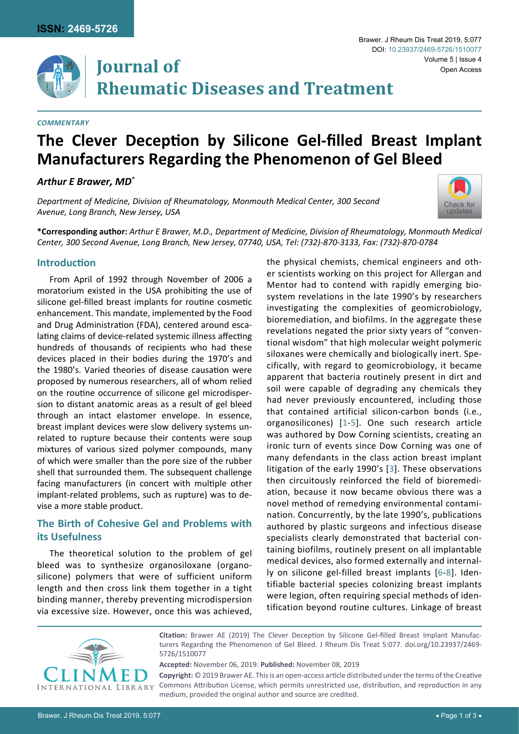COMMENTARY

# The Clever Deception by Silicone Gel-filled Breast Implant Manufacturers Regarding the Phenomenon of Gel Bleed

***Arthur E Brawer, MD****

*Department of Medicine, Division of Rheumatology, Monmouth Medical Center, 300 Second Avenue, Long Branch, New Jersey, USA*

**\*Corresponding author:** *Arthur E Brawer, M.D., Department of Medicine, Division of Rheumatology, Monmouth Medical Center, 300 Second Avenue, Long Branch, New Jersey, 07740, USA, Tel: (732)-870-3133, Fax: (732)-870-0784*

## Introduction

From April of 1992 through November of 2006 a moratorium existed in the USA prohibiting the use of silicone gel-filled breast implants for routine cosmetic enhancement. This mandate, implemented by the Food and Drug Administration (FDA), centered around escalating claims of device-related systemic illness affecting hundreds of thousands of recipients who had these devices placed in their bodies during the 1970's and the 1980's. Varied theories of disease causation were proposed by numerous researchers, all of whom relied on the routine occurrence of silicone gel microdispersion to distant anatomic areas as a result of gel bleed through an intact elastomer envelope. In essence, breast implant devices were slow delivery systems unrelated to rupture because their contents were soup mixtures of various sized polymer compounds, many of which were smaller than the pore size of the rubber shell that surrounded them. The subsequent challenge facing manufacturers (in concert with multiple other implant-related problems, such as rupture) was to devise a more stable product.

## The Birth of Cohesive Gel and Problems with its Usefulness

The theoretical solution to the problem of gel bleed was to synthesize organosiloxane (organosilicone) polymers that were of sufficient uniform length and then cross link them together in a tight binding manner, thereby preventing microdispersion via excessive size. However, once this was achieved, the physical chemists, chemical engineers and other scientists working on this project for Allergan and Mentor had to contend with rapidly emerging biosystem revelations in the late 1990's by researchers investigating the complexities of geomicrobiology, bioremediation, and biofilms. In the aggregate these revelations negated the prior sixty years of "conventional wisdom" that high molecular weight polymeric siloxanes were chemically and biologically inert. Specifically, with regard to geomicrobiology, it became apparent that bacteria routinely present in dirt and soil were capable of degrading any chemicals they had never previously encountered, including those that contained artificial silicon-carbon bonds (i.e., organosilicones) [1-5]. One such research article was authored by Dow Corning scientists, creating an ironic turn of events since Dow Corning was one of many defendants in the class action breast implant litigation of the early 1990's [3]. These observations then circuitously reinforced the field of bioremediation, because it now became obvious there was a novel method of remedying environmental contamination. Concurrently, by the late 1990's, publications authored by plastic surgeons and infectious disease specialists clearly demonstrated that bacterial containing biofilms, routinely present on all implantable medical devices, also formed externally and internally on silicone gel-filled breast implants [6-8]. Identifiable bacterial species colonizing breast implants were legion, often requiring special methods of identification beyond routine cultures. Linkage of breast

**Citation:** Brawer AE (2019) The Clever Deception by Silicone Gel-filled Breast Implant Manufacturers Regarding the Phenomenon of Gel Bleed. J Rheum Dis Treat 5:077. doi.org/10.23937/2469-5726/1510077

**Accepted:** November 06, 2019: **Published:** November 08, 2019

**Copyright:** © 2019 Brawer AE. This is an open-access article distributed under the terms of the Creative Commons Attribution License, which permits unrestricted use, distribution, and reproduction in any medium, provided the original author and source are credited.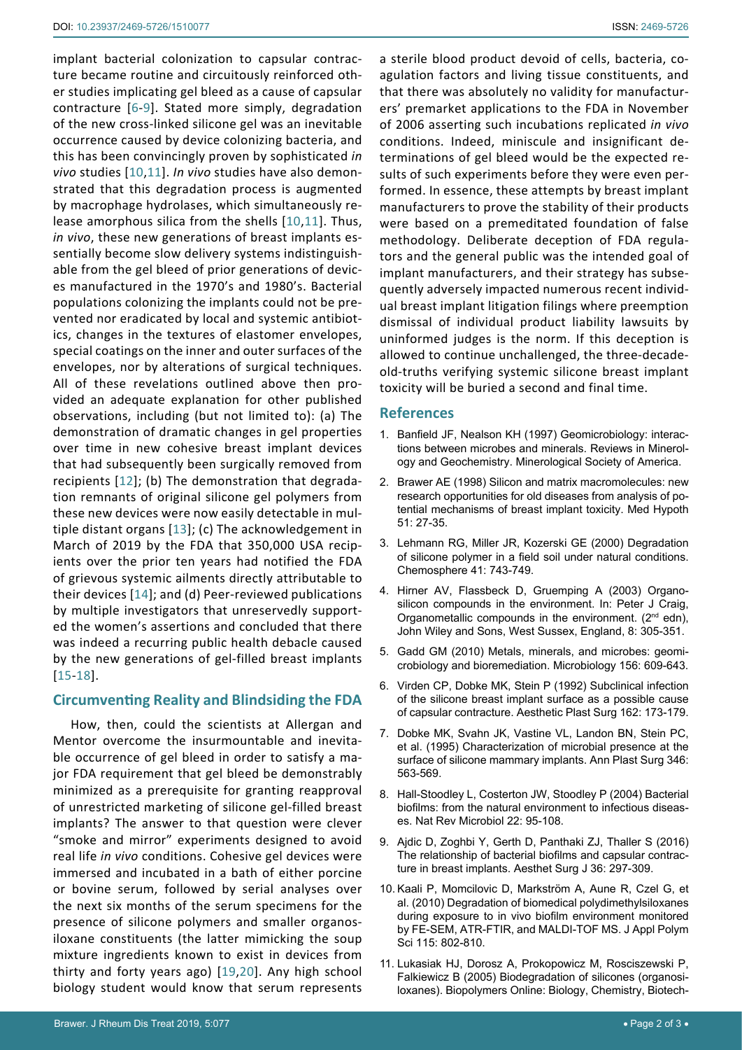implant bacterial colonization to capsular contracture became routine and circuitously reinforced other studies implicating gel bleed as a cause of capsular contracture [6-9]. Stated more simply, degradation of the new cross-linked silicone gel was an inevitable occurrence caused by device colonizing bacteria, and this has been convincingly proven by sophisticated *in vivo* studies [10,11]. *In vivo* studies have also demonstrated that this degradation process is augmented by macrophage hydrolases, which simultaneously release amorphous silica from the shells [10,11]. Thus, *in vivo*, these new generations of breast implants essentially become slow delivery systems indistinguishable from the gel bleed of prior generations of devices manufactured in the 1970's and 1980's. Bacterial populations colonizing the implants could not be prevented nor eradicated by local and systemic antibiotics, changes in the textures of elastomer envelopes, special coatings on the inner and outer surfaces of the envelopes, nor by alterations of surgical techniques. All of these revelations outlined above then provided an adequate explanation for other published observations, including (but not limited to): (a) The demonstration of dramatic changes in gel properties over time in new cohesive breast implant devices that had subsequently been surgically removed from recipients [12]; (b) The demonstration that degradation remnants of original silicone gel polymers from these new devices were now easily detectable in multiple distant organs [13]; (c) The acknowledgement in March of 2019 by the FDA that 350,000 USA recipients over the prior ten years had notified the FDA of grievous systemic ailments directly attributable to their devices [14]; and (d) Peer-reviewed publications by multiple investigators that unreservedly supported the women's assertions and concluded that there was indeed a recurring public health debacle caused by the new generations of gel-filled breast implants [15-18].

## Circumventing Reality and Blindsiding the FDA

How, then, could the scientists at Allergan and Mentor overcome the insurmountable and inevitable occurrence of gel bleed in order to satisfy a major FDA requirement that gel bleed be demonstrably minimized as a prerequisite for granting reapproval of unrestricted marketing of silicone gel-filled breast implants? The answer to that question were clever "smoke and mirror" experiments designed to avoid real life *in vivo* conditions. Cohesive gel devices were immersed and incubated in a bath of either porcine or bovine serum, followed by serial analyses over the next six months of the serum specimens for the presence of silicone polymers and smaller organosiloxane constituents (the latter mimicking the soup mixture ingredients known to exist in devices from thirty and forty years ago) [19,20]. Any high school biology student would know that serum represents a sterile blood product devoid of cells, bacteria, coagulation factors and living tissue constituents, and that there was absolutely no validity for manufacturers' premarket applications to the FDA in November of 2006 asserting such incubations replicated *in vivo* conditions. Indeed, miniscule and insignificant determinations of gel bleed would be the expected results of such experiments before they were even performed. In essence, these attempts by breast implant manufacturers to prove the stability of their products were based on a premeditated foundation of false methodology. Deliberate deception of FDA regulators and the general public was the intended goal of implant manufacturers, and their strategy has subsequently adversely impacted numerous recent individual breast implant litigation filings where preemption dismissal of individual product liability lawsuits by uninformed judges is the norm. If this deception is allowed to continue unchallenged, the three-decade-old-truths verifying systemic silicone breast implant toxicity will be buried a second and final time.

## References

1. Banfield JF, Nealson KH (1997) Geomicrobiology: interactions between microbes and minerals. Reviews in Mineralogy and Geochemistry. Mineralogical Society of America.
2. Brawer AE (1998) Silicon and matrix macromolecules: new research opportunities for old diseases from analysis of potential mechanisms of breast implant toxicity. Med Hypoth 51: 27-35.
3. Lehmann RG, Miller JR, Kozerski GE (2000) Degradation of silicone polymer in a field soil under natural conditions. Chemosphere 41: 743-749.
4. Hirner AV, Flassbeck D, Gruemping A (2003) Organosilicon compounds in the environment. In: Peter J Craig, Organometallic compounds in the environment. (2nd edn), John Wiley and Sons, West Sussex, England, 8: 305-351.
5. Gadd GM (2010) Metals, minerals, and microbes: geomicrobiology and bioremediation. Microbiology 156: 609-643.
6. Virden CP, Dobke MK, Stein P (1992) Subclinical infection of the silicone breast implant surface as a possible cause of capsular contracture. Aesthetic Plast Surg 162: 173-179.
7. Dobke MK, Svahn JK, Vastine VL, Landon BN, Stein PC, et al. (1995) Characterization of microbial presence at the surface of silicone mammary implants. Ann Plast Surg 346: 563-569.
8. Hall-Stoodley L, Costerton JW, Stoodley P (2004) Bacterial biofilms: from the natural environment to infectious diseases. Nat Rev Microbiol 22: 95-108.
9. Ajdic D, Zoghbi Y, Gerth D, Panthaki ZJ, Thaller S (2016) The relationship of bacterial biofilms and capsular contracture in breast implants. Aesthet Surg J 36: 297-309.
10. Kaali P, Momcilovic D, Markström A, Aune R, Czel G, et al. (2010) Degradation of biomedical polydimethylsiloxanes during exposure to in vivo biofilm environment monitored by FE-SEM, ATR-FTIR, and MALDI-TOF MS. J Appl Polym Sci 115: 802-810.
11. Lukasiak HJ, Dorosz A, Prokopowicz M, Rosciszewski P, Falkiewicz B (2005) Biodegradation of silicones (organosiloxanes). Biopolymers Online: Biology, Chemistry, Biotech-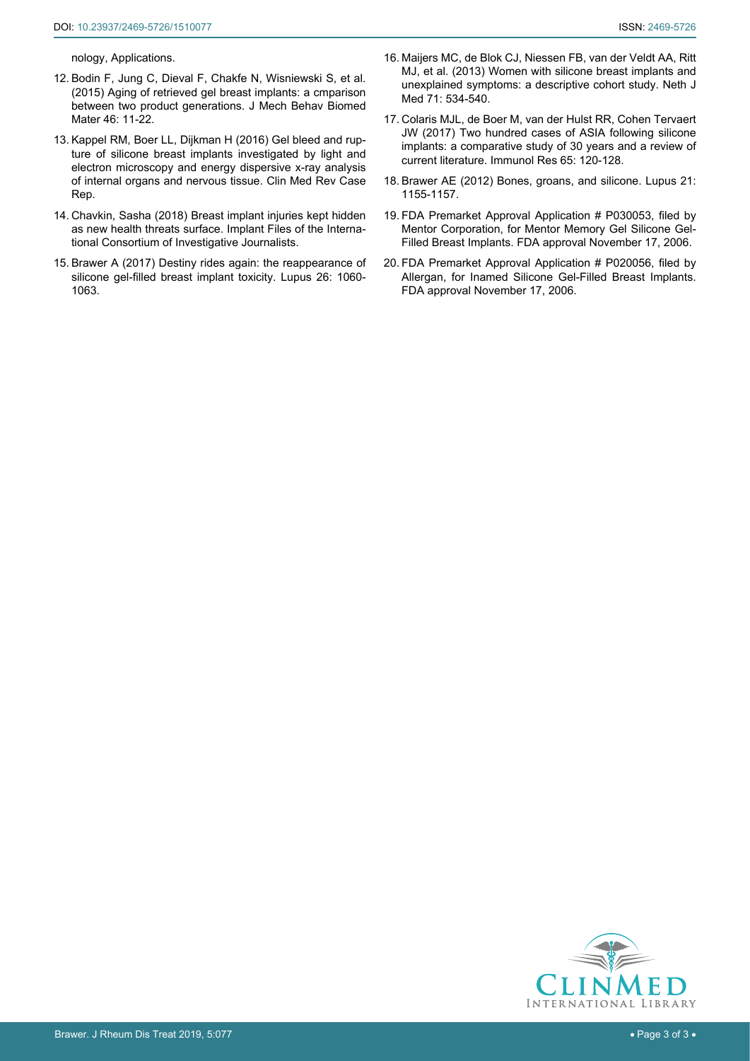nology, Applications.

12. Bodin F, Jung C, Dieval F, Chakfe N, Wisniewski S, et al. (2015) Aging of retrieved gel breast implants: a cmparison between two product generations. J Mech Behav Biomed Mater 46: 11-22.
13. Kappel RM, Boer LL, Dijkman H (2016) Gel bleed and rupture of silicone breast implants investigated by light and electron microscopy and energy dispersive x-ray analysis of internal organs and nervous tissue. Clin Med Rev Case Rep.
14. Chavkin, Sasha (2018) Breast implant injuries kept hidden as new health threats surface. Implant Files of the International Consortium of Investigative Journalists.
15. Brawer A (2017) Destiny rides again: the reappearance of silicone gel-filled breast implant toxicity. Lupus 26: 1060-1063.
16. Maijers MC, de Blok CJ, Niessen FB, van der Veldt AA, Ritt MJ, et al. (2013) Women with silicone breast implants and unexplained symptoms: a descriptive cohort study. Neth J Med 71: 534-540.
17. Colaris MJL, de Boer M, van der Hulst RR, Cohen Tervaert JW (2017) Two hundred cases of ASIA following silicone implants: a comparative study of 30 years and a review of current literature. Immunol Res 65: 120-128.
18. Brawer AE (2012) Bones, groans, and silicone. Lupus 21: 1155-1157.
19. FDA Premarket Approval Application # P030053, filed by Mentor Corporation, for Mentor Memory Gel Silicone Gel-Filled Breast Implants. FDA approval November 17, 2006.
20. FDA Premarket Approval Application # P020056, filed by Allergan, for Inamed Silicone Gel-Filled Breast Implants. FDA approval November 17, 2006.